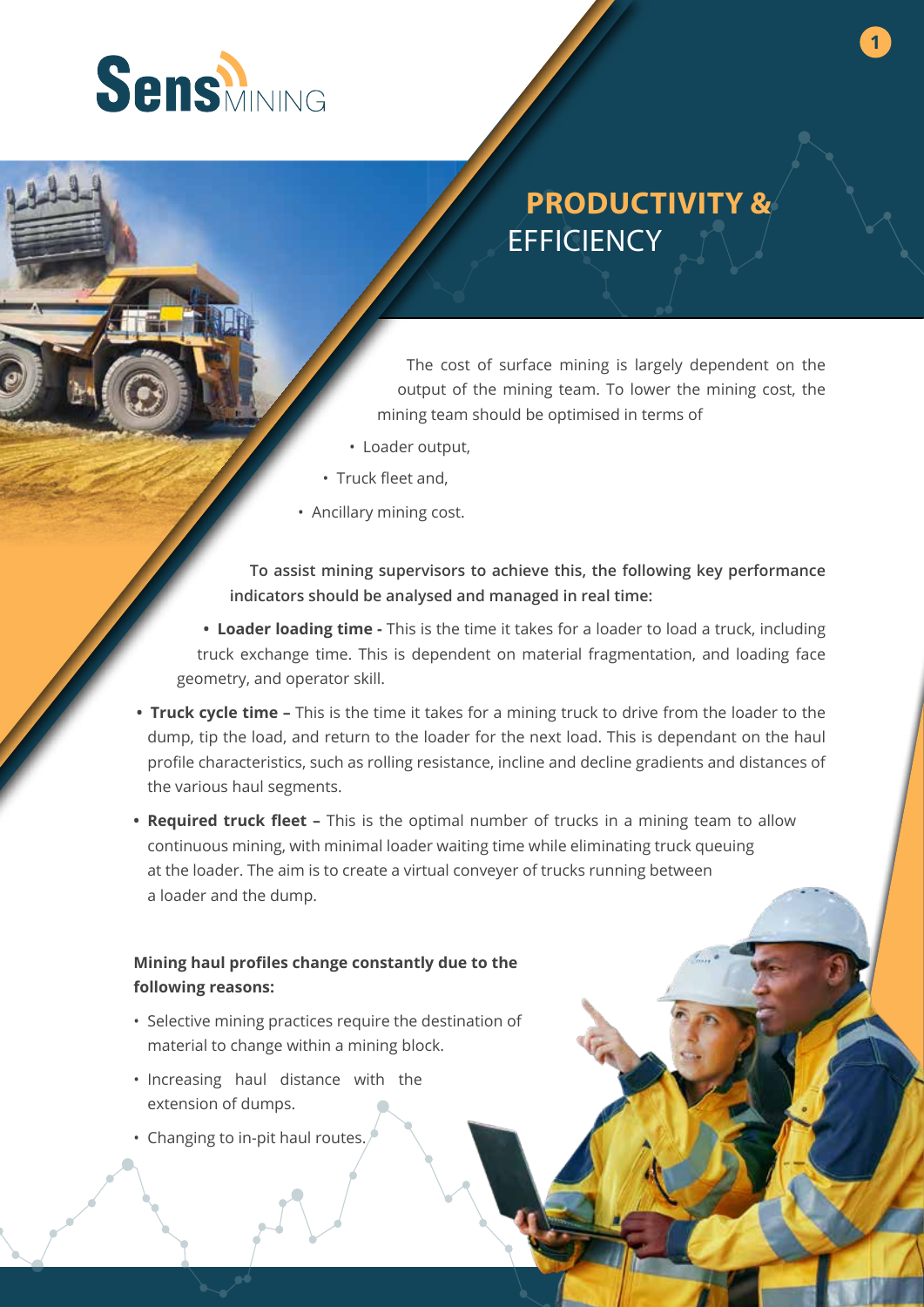# PRODUCTIVITY & EFFICIENCY

The cost of surface mining is largely dependent on the output of the mining team. To lower the mining cost, the mining team should be optimised in terms of

- Loader output,
- Truck fleet and,
- Ancillary mining cost.

**To assist mining supervisors to achieve this, the following key performance indicators should be analysed and managed in real time:**

- **Loader loading time -** This is the time it takes for a loader to load a truck, including truck exchange time. This is dependent on material fragmentation, and loading face geometry, and operator skill.
- **Truck cycle time –** This is the time it takes for a mining truck to drive from the loader to the dump, tip the load, and return to the loader for the next load. This is dependant on the haul profile characteristics, such as rolling resistance, incline and decline gradients and distances of the various haul segments.
- **Required truck fleet –** This is the optimal number of trucks in a mining team to allow continuous mining, with minimal loader waiting time while eliminating truck queuing at the loader. The aim is to create a virtual conveyer of trucks running between a loader and the dump.

**Mining haul profiles change constantly due to the following reasons:**

- Selective mining practices require the destination of material to change within a mining block.
- Increasing haul distance with the extension of dumps.
- Changing to in-pit haul routes.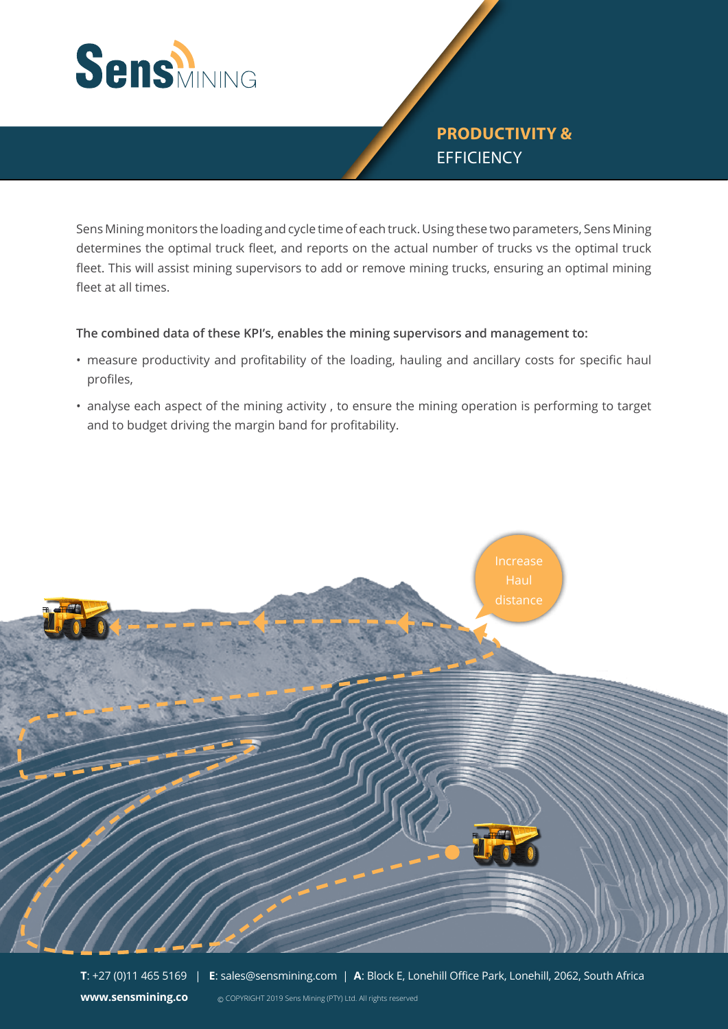Sens MINING

# PRODUCTIVITY & EFFICIENCY

Sens Mining monitors the loading and cycle time of each truck. Using these two parameters, Sens Mining determines the optimal truck fleet, and reports on the actual number of trucks vs the optimal truck fleet. This will assist mining supervisors to add or remove mining trucks, ensuring an optimal mining fleet at all times.

**The combined data of these KPI's, enables the mining supervisors and management to:**

- measure productivity and profitability of the loading, hauling and ancillary costs for specific haul profiles,
- analyse each aspect of the mining activity , to ensure the mining operation is performing to target and to budget driving the margin band for profitability.

Increase Haul distance

**T**: +27 (0)11 465 5169 | **E**: sales@sensmining.com | **A**: Block E, Lonehill Office Park, Lonehill, 2062, South Africa

**www.sensmining.co**

© COPYRIGHT 2019 Sens Mining (PTY) Ltd. All rights reserved